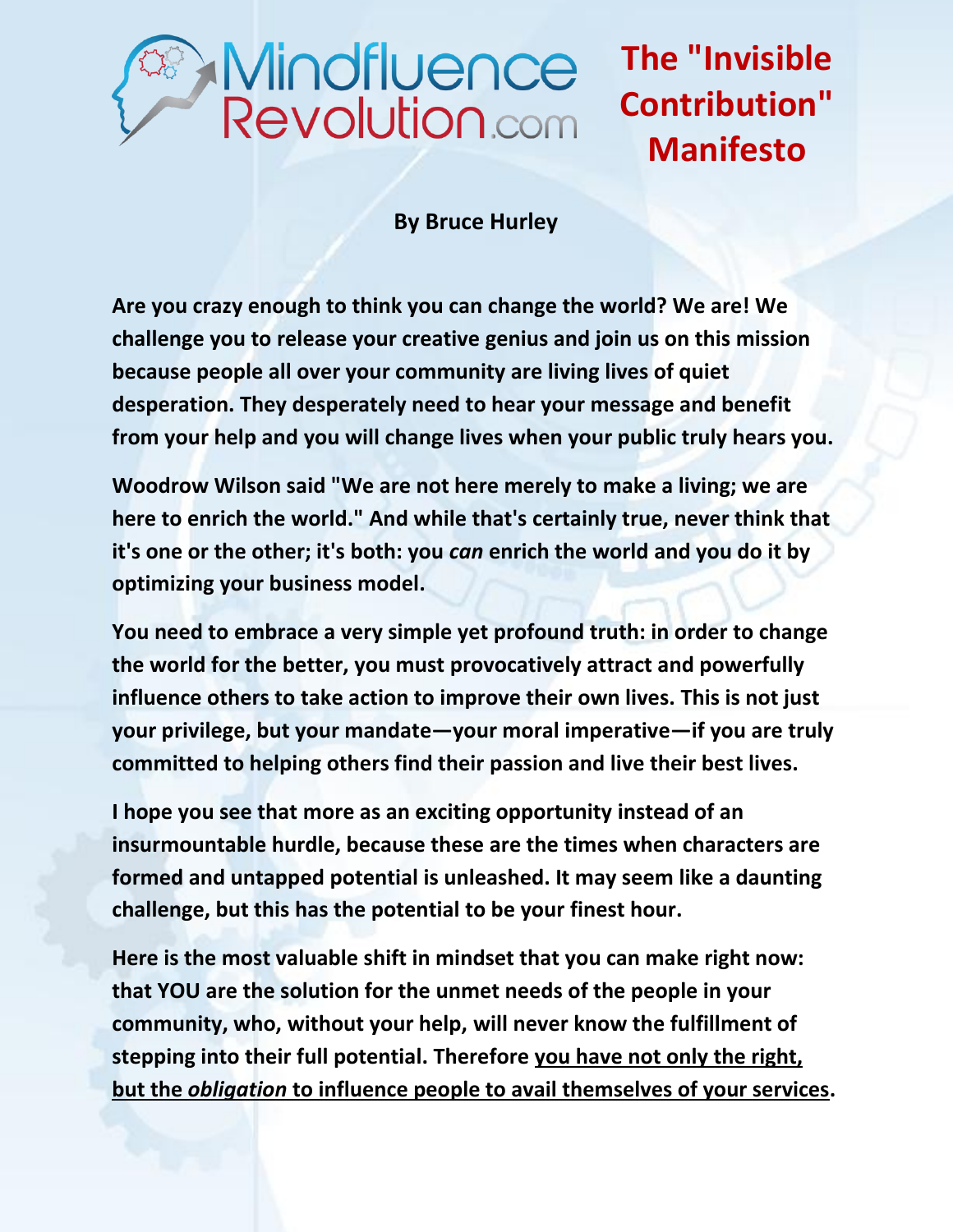MindfluenceRevolution.com

# The "Invisible Contribution" Manifesto

**By Bruce Hurley**

**Are you crazy enough to think you can change the world? We are! We challenge you to release your creative genius and join us on this mission because people all over your community are living lives of quiet desperation. They desperately need to hear your message and benefit from your help and you will change lives when your public truly hears you.**

**Woodrow Wilson said "We are not here merely to make a living; we are here to enrich the world." And while that's certainly true, never think that it's one or the other; it's both: you *can* enrich the world and you do it by optimizing your business model.**

**You need to embrace a very simple yet profound truth: in order to change the world for the better, you must provocatively attract and powerfully influence others to take action to improve their own lives. This is not just your privilege, but your mandate—your moral imperative—if you are truly committed to helping others find their passion and live their best lives.**

**I hope you see that more as an exciting opportunity instead of an insurmountable hurdle, because these are the times when characters are formed and untapped potential is unleashed. It may seem like a daunting challenge, but this has the potential to be your finest hour.**

**Here is the most valuable shift in mindset that you can make right now: that YOU are the solution for the unmet needs of the people in your community, who, without your help, will never know the fulfillment of stepping into their full potential. Therefore <u>you have not only the right, but the *obligation* to influence people to avail themselves of your services</u>.**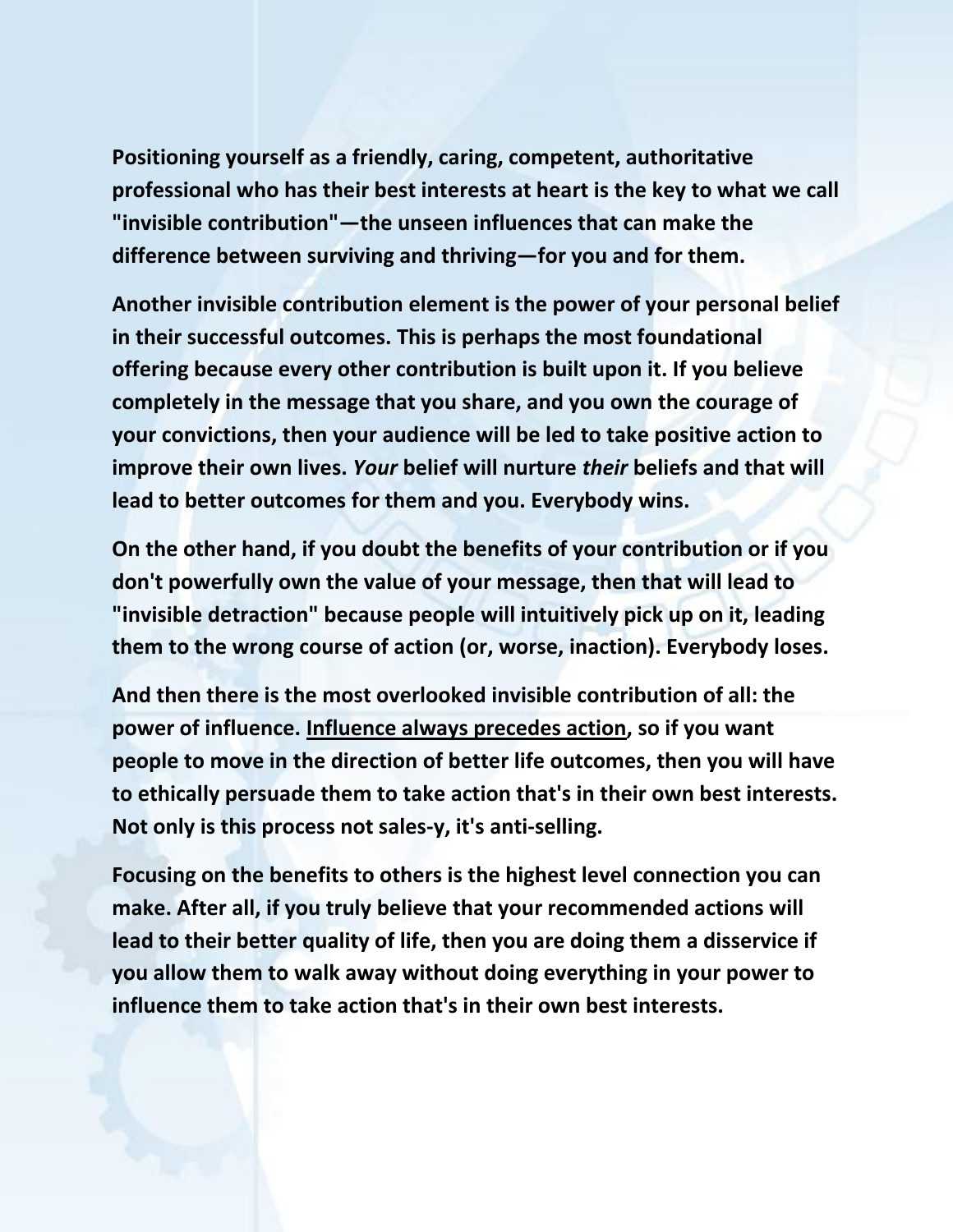**Positioning yourself as a friendly, caring, competent, authoritative professional who has their best interests at heart is the key to what we call "invisible contribution"—the unseen influences that can make the difference between surviving and thriving—for you and for them.**

**Another invisible contribution element is the power of your personal belief in their successful outcomes. This is perhaps the most foundational offering because every other contribution is built upon it. If you believe completely in the message that you share, and you own the courage of your convictions, then your audience will be led to take positive action to improve their own lives. *Your* belief will nurture *their* beliefs and that will lead to better outcomes for them and you. Everybody wins.**

**On the other hand, if you doubt the benefits of your contribution or if you don't powerfully own the value of your message, then that will lead to "invisible detraction" because people will intuitively pick up on it, leading them to the wrong course of action (or, worse, inaction). Everybody loses.**

**And then there is the most overlooked invisible contribution of all: the power of influence. <u>Influence always precedes action</u>, so if you want people to move in the direction of better life outcomes, then you will have to ethically persuade them to take action that's in their own best interests. Not only is this process not sales-y, it's anti-selling.**

**Focusing on the benefits to others is the highest level connection you can make. After all, if you truly believe that your recommended actions will lead to their better quality of life, then you are doing them a disservice if you allow them to walk away without doing everything in your power to influence them to take action that's in their own best interests.**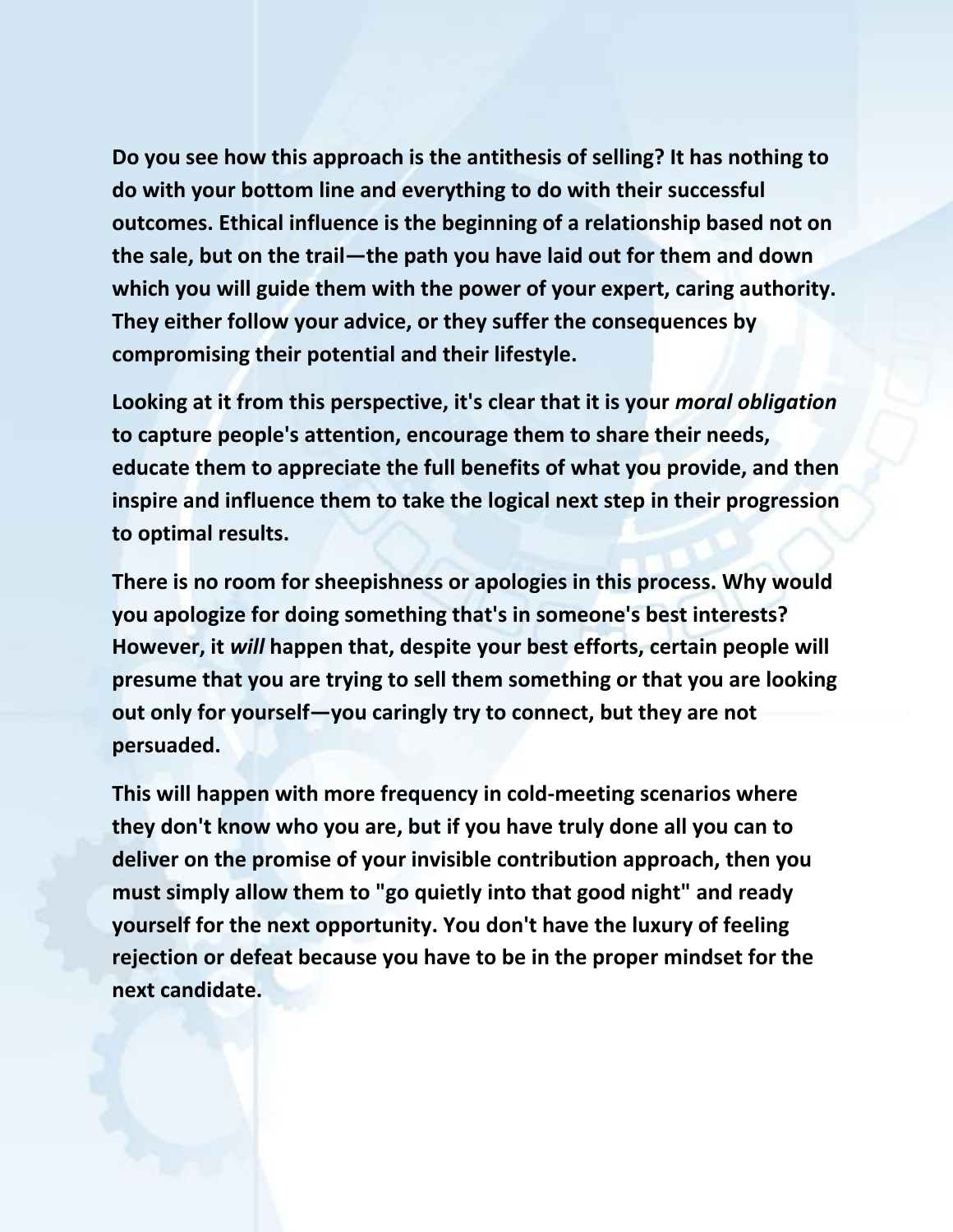**Do you see how this approach is the antithesis of selling? It has nothing to do with your bottom line and everything to do with their successful outcomes. Ethical influence is the beginning of a relationship based not on the sale, but on the trail—the path you have laid out for them and down which you will guide them with the power of your expert, caring authority. They either follow your advice, or they suffer the consequences by compromising their potential and their lifestyle.**

**Looking at it from this perspective, it's clear that it is your *moral obligation* to capture people's attention, encourage them to share their needs, educate them to appreciate the full benefits of what you provide, and then inspire and influence them to take the logical next step in their progression to optimal results.**

**There is no room for sheepishness or apologies in this process. Why would you apologize for doing something that's in someone's best interests? However, it *will* happen that, despite your best efforts, certain people will presume that you are trying to sell them something or that you are looking out only for yourself—you caringly try to connect, but they are not persuaded.**

**This will happen with more frequency in cold-meeting scenarios where they don't know who you are, but if you have truly done all you can to deliver on the promise of your invisible contribution approach, then you must simply allow them to "go quietly into that good night" and ready yourself for the next opportunity. You don't have the luxury of feeling rejection or defeat because you have to be in the proper mindset for the next candidate.**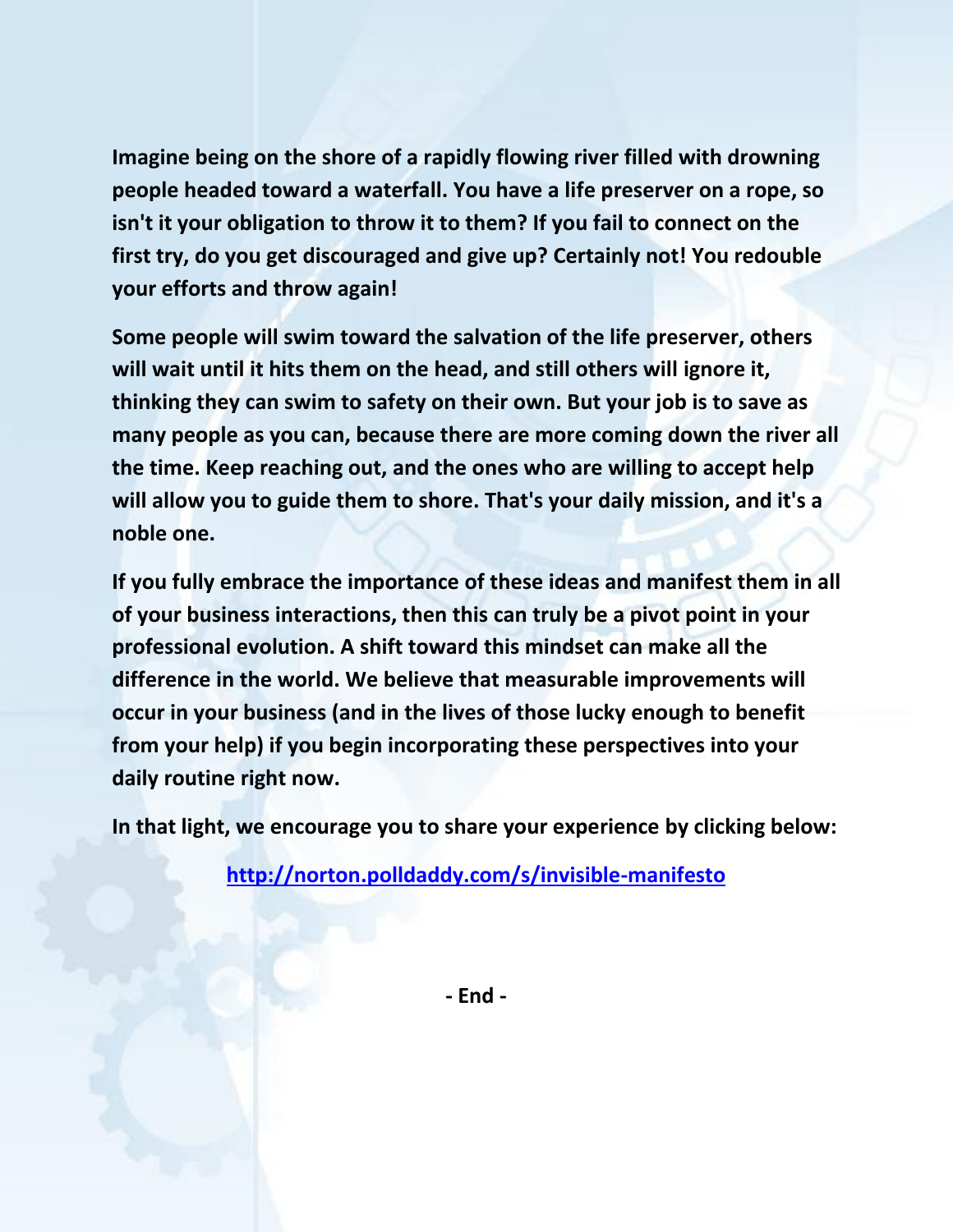**Imagine being on the shore of a rapidly flowing river filled with drowning people headed toward a waterfall. You have a life preserver on a rope, so isn't it your obligation to throw it to them? If you fail to connect on the first try, do you get discouraged and give up? Certainly not! You redouble your efforts and throw again!**

**Some people will swim toward the salvation of the life preserver, others will wait until it hits them on the head, and still others will ignore it, thinking they can swim to safety on their own. But your job is to save as many people as you can, because there are more coming down the river all the time. Keep reaching out, and the ones who are willing to accept help will allow you to guide them to shore. That's your daily mission, and it's a noble one.**

**If you fully embrace the importance of these ideas and manifest them in all of your business interactions, then this can truly be a pivot point in your professional evolution. A shift toward this mindset can make all the difference in the world. We believe that measurable improvements will occur in your business (and in the lives of those lucky enough to benefit from your help) if you begin incorporating these perspectives into your daily routine right now.**

**In that light, we encourage you to share your experience by clicking below:**

**http://norton.polldaddy.com/s/invisible-manifesto**

**- End -**